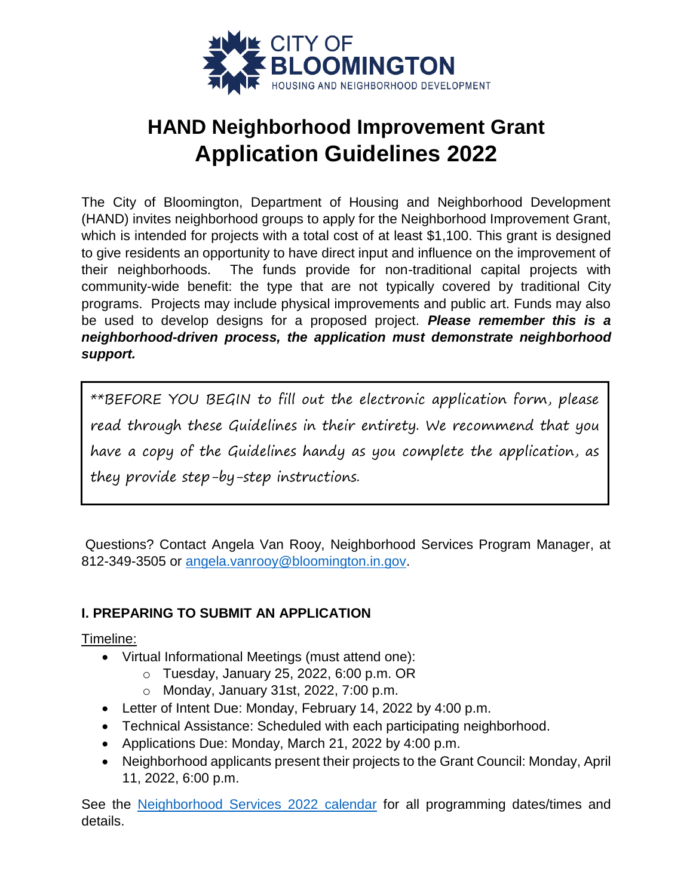CITY OF
BLOOMINGTON
HOUSING AND NEIGHBORHOOD DEVELOPMENT

# HAND Neighborhood Improvement Grant Application Guidelines 2022

The City of Bloomington, Department of Housing and Neighborhood Development (HAND) invites neighborhood groups to apply for the Neighborhood Improvement Grant, which is intended for projects with a total cost of at least $1,100. This grant is designed to give residents an opportunity to have direct input and influence on the improvement of their neighborhoods. The funds provide for non-traditional capital projects with community-wide benefit: the type that are not typically covered by traditional City programs. Projects may include physical improvements and public art. Funds may also be used to develop designs for a proposed project. ***Please remember this is a neighborhood-driven process, the application must demonstrate neighborhood support.***

> **BEFORE YOU BEGIN to fill out the electronic application form, please read through these Guidelines in their entirety. We recommend that you have a copy of the Guidelines handy as you complete the application, as they provide step-by-step instructions.

Questions? Contact Angela Van Rooy, Neighborhood Services Program Manager, at 812-349-3505 or [angela.vanrooy@bloomington.in.gov](mailto:angela.vanrooy@bloomington.in.gov).

## I. PREPARING TO SUBMIT AN APPLICATION

Timeline:

- Virtual Informational Meetings (must attend one):
  - Tuesday, January 25, 2022, 6:00 p.m. OR
  - Monday, January 31st, 2022, 7:00 p.m.
- Letter of Intent Due: Monday, February 14, 2022 by 4:00 p.m.
- Technical Assistance: Scheduled with each participating neighborhood.
- Applications Due: Monday, March 21, 2022 by 4:00 p.m.
- Neighborhood applicants present their projects to the Grant Council: Monday, April 11, 2022, 6:00 p.m.

See the Neighborhood Services 2022 calendar for all programming dates/times and details.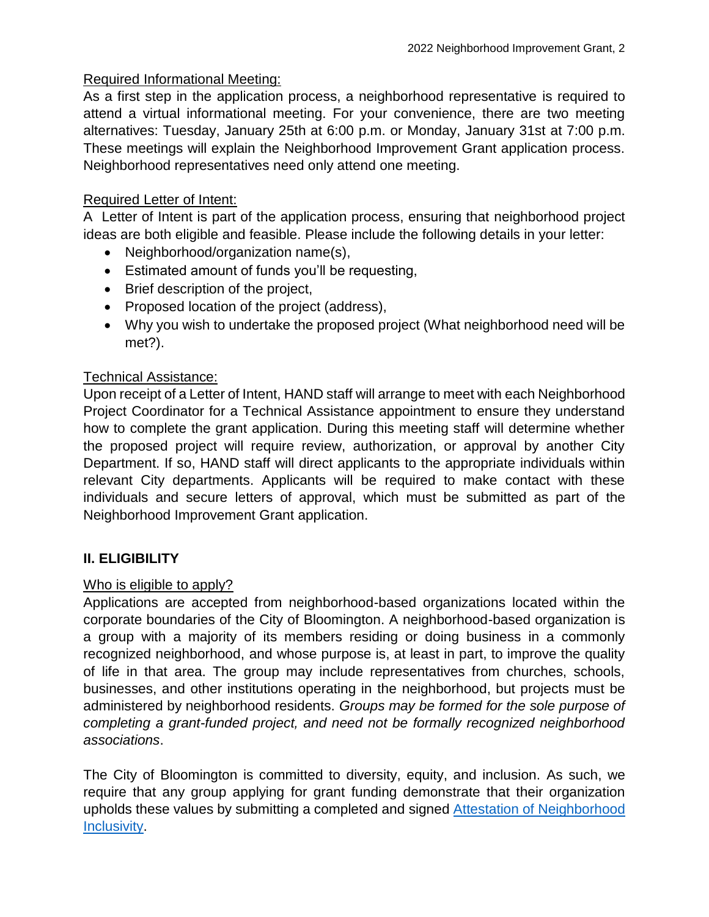Required Informational Meeting:

As a first step in the application process, a neighborhood representative is required to attend a virtual informational meeting. For your convenience, there are two meeting alternatives: Tuesday, January 25th at 6:00 p.m. or Monday, January 31st at 7:00 p.m. These meetings will explain the Neighborhood Improvement Grant application process. Neighborhood representatives need only attend one meeting.

Required Letter of Intent:

A Letter of Intent is part of the application process, ensuring that neighborhood project ideas are both eligible and feasible. Please include the following details in your letter:

- Neighborhood/organization name(s),
- Estimated amount of funds you'll be requesting,
- Brief description of the project,
- Proposed location of the project (address),
- Why you wish to undertake the proposed project (What neighborhood need will be met?).

Technical Assistance:

Upon receipt of a Letter of Intent, HAND staff will arrange to meet with each Neighborhood Project Coordinator for a Technical Assistance appointment to ensure they understand how to complete the grant application. During this meeting staff will determine whether the proposed project will require review, authorization, or approval by another City Department. If so, HAND staff will direct applicants to the appropriate individuals within relevant City departments. Applicants will be required to make contact with these individuals and secure letters of approval, which must be submitted as part of the Neighborhood Improvement Grant application.

## II. ELIGIBILITY

Who is eligible to apply?

Applications are accepted from neighborhood-based organizations located within the corporate boundaries of the City of Bloomington. A neighborhood-based organization is a group with a majority of its members residing or doing business in a commonly recognized neighborhood, and whose purpose is, at least in part, to improve the quality of life in that area. The group may include representatives from churches, schools, businesses, and other institutions operating in the neighborhood, but projects must be administered by neighborhood residents. *Groups may be formed for the sole purpose of completing a grant-funded project, and need not be formally recognized neighborhood associations*.

The City of Bloomington is committed to diversity, equity, and inclusion. As such, we require that any group applying for grant funding demonstrate that their organization upholds these values by submitting a completed and signed Attestation of Neighborhood Inclusivity.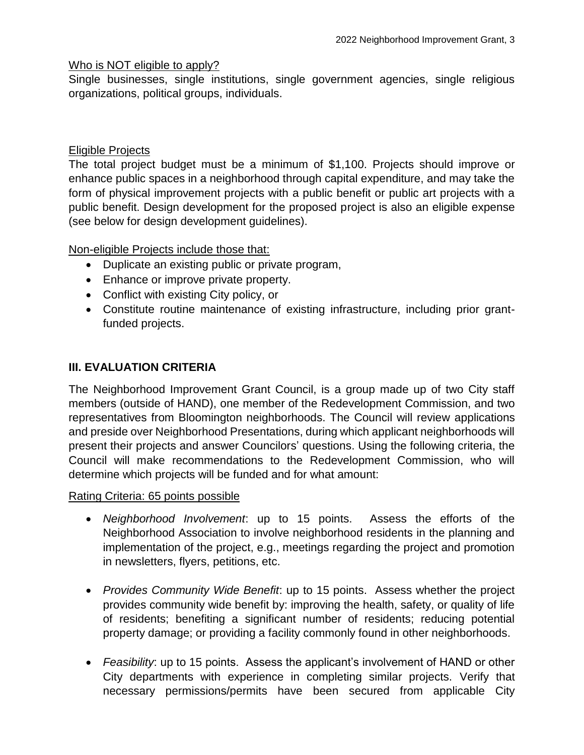Who is NOT eligible to apply?

Single businesses, single institutions, single government agencies, single religious organizations, political groups, individuals.

Eligible Projects

The total project budget must be a minimum of $1,100. Projects should improve or enhance public spaces in a neighborhood through capital expenditure, and may take the form of physical improvement projects with a public benefit or public art projects with a public benefit. Design development for the proposed project is also an eligible expense (see below for design development guidelines).

Non-eligible Projects include those that:

- Duplicate an existing public or private program,
- Enhance or improve private property.
- Conflict with existing City policy, or
- Constitute routine maintenance of existing infrastructure, including prior grant-funded projects.

## III. EVALUATION CRITERIA

The Neighborhood Improvement Grant Council, is a group made up of two City staff members (outside of HAND), one member of the Redevelopment Commission, and two representatives from Bloomington neighborhoods. The Council will review applications and preside over Neighborhood Presentations, during which applicant neighborhoods will present their projects and answer Councilors' questions. Using the following criteria, the Council will make recommendations to the Redevelopment Commission, who will determine which projects will be funded and for what amount:

Rating Criteria: 65 points possible

- *Neighborhood Involvement*: up to 15 points. Assess the efforts of the Neighborhood Association to involve neighborhood residents in the planning and implementation of the project, e.g., meetings regarding the project and promotion in newsletters, flyers, petitions, etc.
- *Provides Community Wide Benefit*: up to 15 points. Assess whether the project provides community wide benefit by: improving the health, safety, or quality of life of residents; benefiting a significant number of residents; reducing potential property damage; or providing a facility commonly found in other neighborhoods.
- *Feasibility*: up to 15 points. Assess the applicant's involvement of HAND or other City departments with experience in completing similar projects. Verify that necessary permissions/permits have been secured from applicable City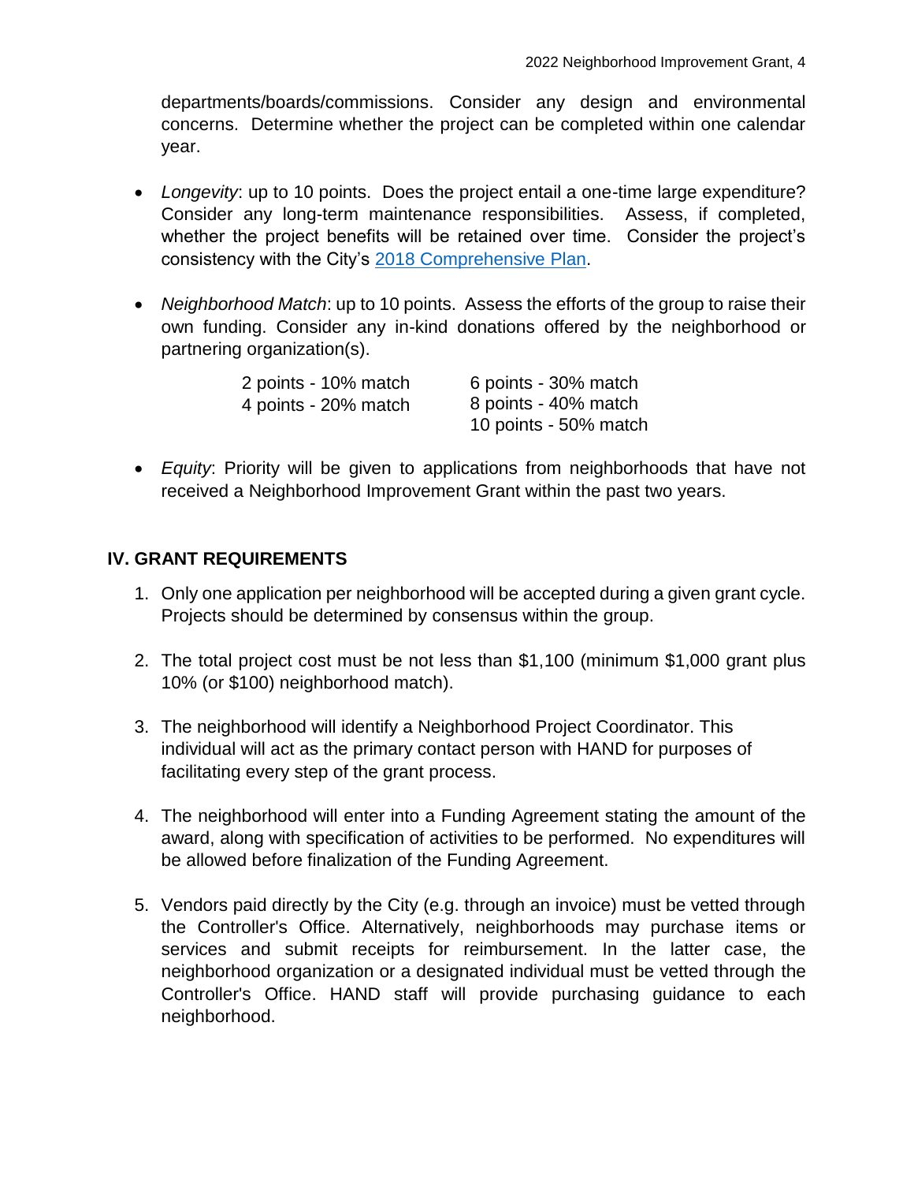departments/boards/commissions. Consider any design and environmental concerns. Determine whether the project can be completed within one calendar year.

- *Longevity*: up to 10 points. Does the project entail a one-time large expenditure? Consider any long-term maintenance responsibilities. Assess, if completed, whether the project benefits will be retained over time. Consider the project's consistency with the City's [2018 Comprehensive Plan](#).

- *Neighborhood Match*: up to 10 points. Assess the efforts of the group to raise their own funding. Consider any in-kind donations offered by the neighborhood or partnering organization(s).

  2 points - 10% match
  4 points - 20% match
  6 points - 30% match
  8 points - 40% match
  10 points - 50% match

- *Equity*: Priority will be given to applications from neighborhoods that have not received a Neighborhood Improvement Grant within the past two years.

## IV. GRANT REQUIREMENTS

1. Only one application per neighborhood will be accepted during a given grant cycle. Projects should be determined by consensus within the group.

2. The total project cost must be not less than $1,100 (minimum $1,000 grant plus 10% (or $100) neighborhood match).

3. The neighborhood will identify a Neighborhood Project Coordinator. This individual will act as the primary contact person with HAND for purposes of facilitating every step of the grant process.

4. The neighborhood will enter into a Funding Agreement stating the amount of the award, along with specification of activities to be performed. No expenditures will be allowed before finalization of the Funding Agreement.

5. Vendors paid directly by the City (e.g. through an invoice) must be vetted through the Controller's Office. Alternatively, neighborhoods may purchase items or services and submit receipts for reimbursement. In the latter case, the neighborhood organization or a designated individual must be vetted through the Controller's Office. HAND staff will provide purchasing guidance to each neighborhood.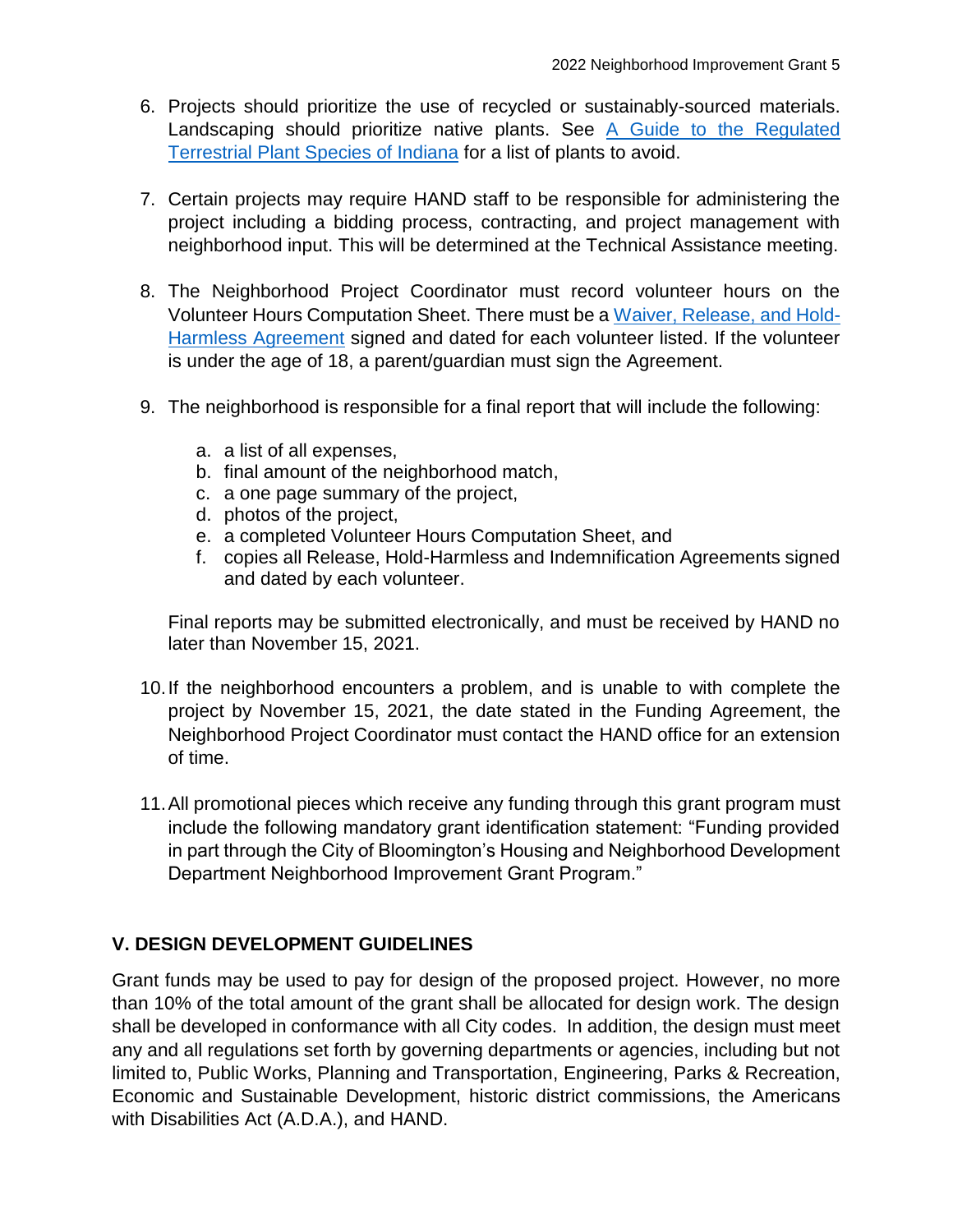6. Projects should prioritize the use of recycled or sustainably-sourced materials. Landscaping should prioritize native plants. See [A Guide to the Regulated Terrestrial Plant Species of Indiana]() for a list of plants to avoid.

7. Certain projects may require HAND staff to be responsible for administering the project including a bidding process, contracting, and project management with neighborhood input. This will be determined at the Technical Assistance meeting.

8. The Neighborhood Project Coordinator must record volunteer hours on the Volunteer Hours Computation Sheet. There must be a [Waiver, Release, and Hold-Harmless Agreement]() signed and dated for each volunteer listed. If the volunteer is under the age of 18, a parent/guardian must sign the Agreement.

9. The neighborhood is responsible for a final report that will include the following:

   a. a list of all expenses,
   b. final amount of the neighborhood match,
   c. a one page summary of the project,
   d. photos of the project,
   e. a completed Volunteer Hours Computation Sheet, and
   f. copies all Release, Hold-Harmless and Indemnification Agreements signed and dated by each volunteer.

   Final reports may be submitted electronically, and must be received by HAND no later than November 15, 2021.

10. If the neighborhood encounters a problem, and is unable to with complete the project by November 15, 2021, the date stated in the Funding Agreement, the Neighborhood Project Coordinator must contact the HAND office for an extension of time.

11. All promotional pieces which receive any funding through this grant program must include the following mandatory grant identification statement: "Funding provided in part through the City of Bloomington's Housing and Neighborhood Development Department Neighborhood Improvement Grant Program."

## V. DESIGN DEVELOPMENT GUIDELINES

Grant funds may be used to pay for design of the proposed project. However, no more than 10% of the total amount of the grant shall be allocated for design work. The design shall be developed in conformance with all City codes. In addition, the design must meet any and all regulations set forth by governing departments or agencies, including but not limited to, Public Works, Planning and Transportation, Engineering, Parks & Recreation, Economic and Sustainable Development, historic district commissions, the Americans with Disabilities Act (A.D.A.), and HAND.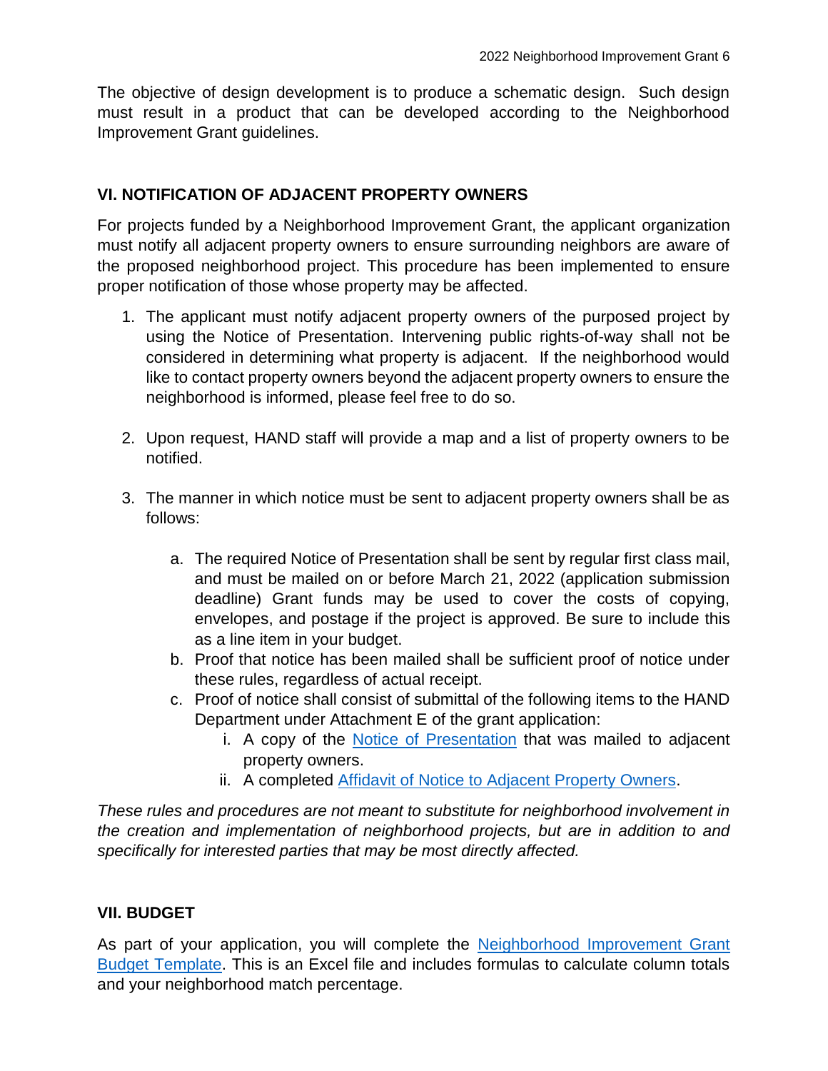The objective of design development is to produce a schematic design. Such design must result in a product that can be developed according to the Neighborhood Improvement Grant guidelines.

## VI. NOTIFICATION OF ADJACENT PROPERTY OWNERS

For projects funded by a Neighborhood Improvement Grant, the applicant organization must notify all adjacent property owners to ensure surrounding neighbors are aware of the proposed neighborhood project. This procedure has been implemented to ensure proper notification of those whose property may be affected.

1. The applicant must notify adjacent property owners of the purposed project by using the Notice of Presentation. Intervening public rights-of-way shall not be considered in determining what property is adjacent. If the neighborhood would like to contact property owners beyond the adjacent property owners to ensure the neighborhood is informed, please feel free to do so.

2. Upon request, HAND staff will provide a map and a list of property owners to be notified.

3. The manner in which notice must be sent to adjacent property owners shall be as follows:

   a. The required Notice of Presentation shall be sent by regular first class mail, and must be mailed on or before March 21, 2022 (application submission deadline) Grant funds may be used to cover the costs of copying, envelopes, and postage if the project is approved. Be sure to include this as a line item in your budget.
   b. Proof that notice has been mailed shall be sufficient proof of notice under these rules, regardless of actual receipt.
   c. Proof of notice shall consist of submittal of the following items to the HAND Department under Attachment E of the grant application:
      i. A copy of the Notice of Presentation that was mailed to adjacent property owners.
      ii. A completed Affidavit of Notice to Adjacent Property Owners.

*These rules and procedures are not meant to substitute for neighborhood involvement in the creation and implementation of neighborhood projects, but are in addition to and specifically for interested parties that may be most directly affected.*

## VII. BUDGET

As part of your application, you will complete the Neighborhood Improvement Grant Budget Template. This is an Excel file and includes formulas to calculate column totals and your neighborhood match percentage.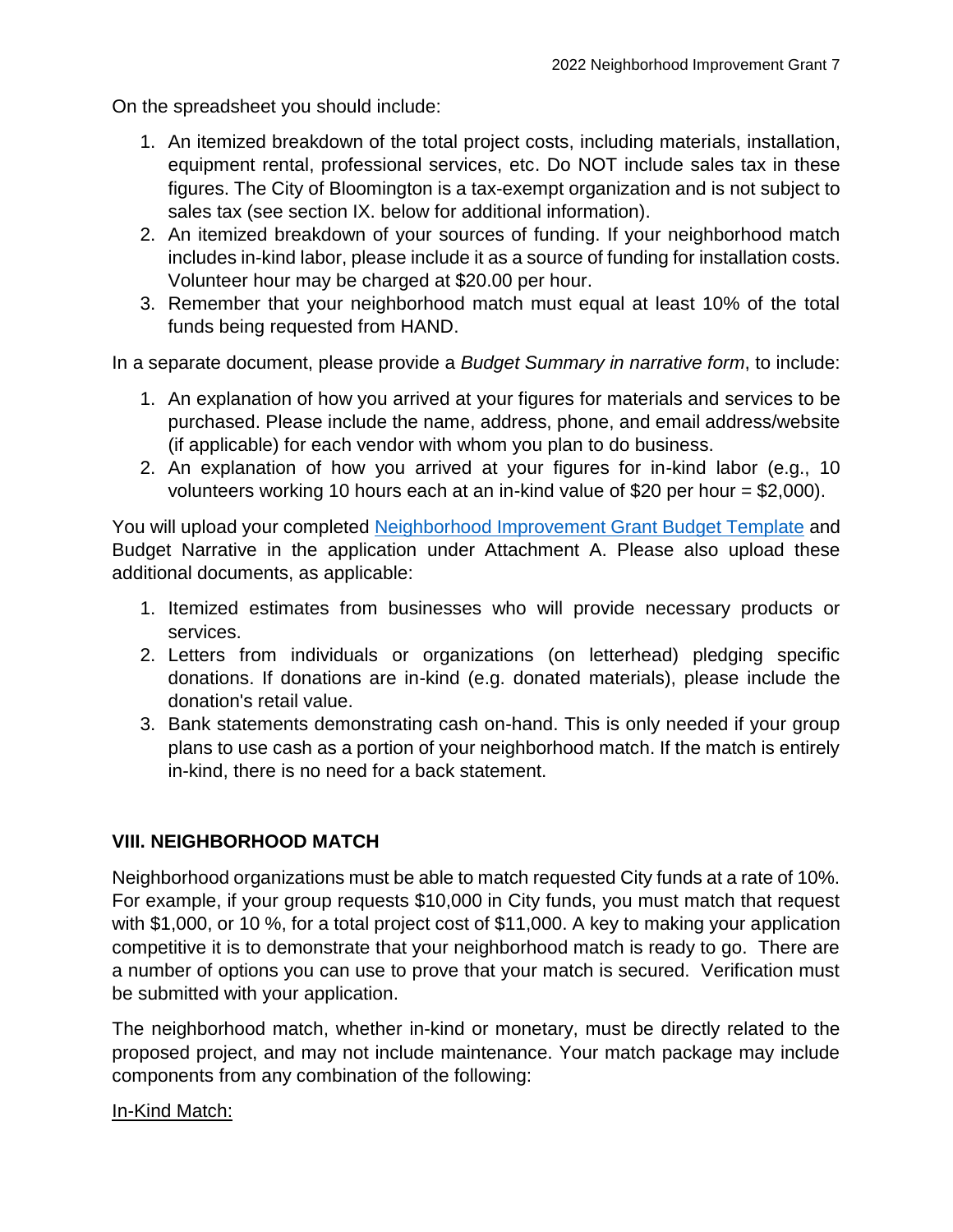On the spreadsheet you should include:

1. An itemized breakdown of the total project costs, including materials, installation, equipment rental, professional services, etc. Do NOT include sales tax in these figures. The City of Bloomington is a tax-exempt organization and is not subject to sales tax (see section IX. below for additional information).
2. An itemized breakdown of your sources of funding. If your neighborhood match includes in-kind labor, please include it as a source of funding for installation costs. Volunteer hour may be charged at $20.00 per hour.
3. Remember that your neighborhood match must equal at least 10% of the total funds being requested from HAND.

In a separate document, please provide a *Budget Summary in narrative form*, to include:

1. An explanation of how you arrived at your figures for materials and services to be purchased. Please include the name, address, phone, and email address/website (if applicable) for each vendor with whom you plan to do business.
2. An explanation of how you arrived at your figures for in-kind labor (e.g., 10 volunteers working 10 hours each at an in-kind value of $20 per hour = $2,000).

You will upload your completed Neighborhood Improvement Grant Budget Template and Budget Narrative in the application under Attachment A. Please also upload these additional documents, as applicable:

1. Itemized estimates from businesses who will provide necessary products or services.
2. Letters from individuals or organizations (on letterhead) pledging specific donations. If donations are in-kind (e.g. donated materials), please include the donation's retail value.
3. Bank statements demonstrating cash on-hand. This is only needed if your group plans to use cash as a portion of your neighborhood match. If the match is entirely in-kind, there is no need for a back statement.

## VIII. NEIGHBORHOOD MATCH

Neighborhood organizations must be able to match requested City funds at a rate of 10%. For example, if your group requests $10,000 in City funds, you must match that request with $1,000, or 10 %, for a total project cost of $11,000. A key to making your application competitive it is to demonstrate that your neighborhood match is ready to go. There are a number of options you can use to prove that your match is secured. Verification must be submitted with your application.

The neighborhood match, whether in-kind or monetary, must be directly related to the proposed project, and may not include maintenance. Your match package may include components from any combination of the following:

In-Kind Match: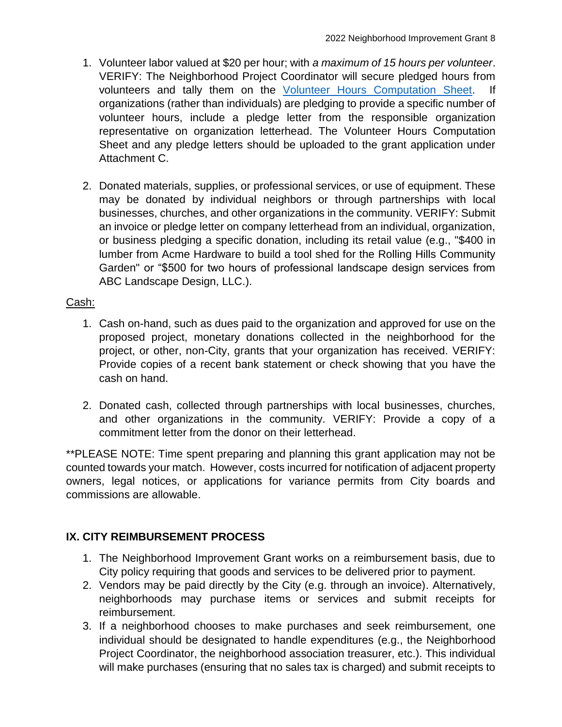1. Volunteer labor valued at $20 per hour; with *a maximum of 15 hours per volunteer*. VERIFY: The Neighborhood Project Coordinator will secure pledged hours from volunteers and tally them on the [Volunteer Hours Computation Sheet](). If organizations (rather than individuals) are pledging to provide a specific number of volunteer hours, include a pledge letter from the responsible organization representative on organization letterhead. The Volunteer Hours Computation Sheet and any pledge letters should be uploaded to the grant application under Attachment C.

2. Donated materials, supplies, or professional services, or use of equipment. These may be donated by individual neighbors or through partnerships with local businesses, churches, and other organizations in the community. VERIFY: Submit an invoice or pledge letter on company letterhead from an individual, organization, or business pledging a specific donation, including its retail value (e.g., "$400 in lumber from Acme Hardware to build a tool shed for the Rolling Hills Community Garden" or "$500 for two hours of professional landscape design services from ABC Landscape Design, LLC.).

<u>Cash:</u>

1. Cash on-hand, such as dues paid to the organization and approved for use on the proposed project, monetary donations collected in the neighborhood for the project, or other, non-City, grants that your organization has received. VERIFY: Provide copies of a recent bank statement or check showing that you have the cash on hand.

2. Donated cash, collected through partnerships with local businesses, churches, and other organizations in the community. VERIFY: Provide a copy of a commitment letter from the donor on their letterhead.

**PLEASE NOTE: Time spent preparing and planning this grant application may not be counted towards your match. However, costs incurred for notification of adjacent property owners, legal notices, or applications for variance permits from City boards and commissions are allowable.

## IX. CITY REIMBURSEMENT PROCESS

1. The Neighborhood Improvement Grant works on a reimbursement basis, due to City policy requiring that goods and services to be delivered prior to payment.
2. Vendors may be paid directly by the City (e.g. through an invoice). Alternatively, neighborhoods may purchase items or services and submit receipts for reimbursement.
3. If a neighborhood chooses to make purchases and seek reimbursement, one individual should be designated to handle expenditures (e.g., the Neighborhood Project Coordinator, the neighborhood association treasurer, etc.). This individual will make purchases (ensuring that no sales tax is charged) and submit receipts to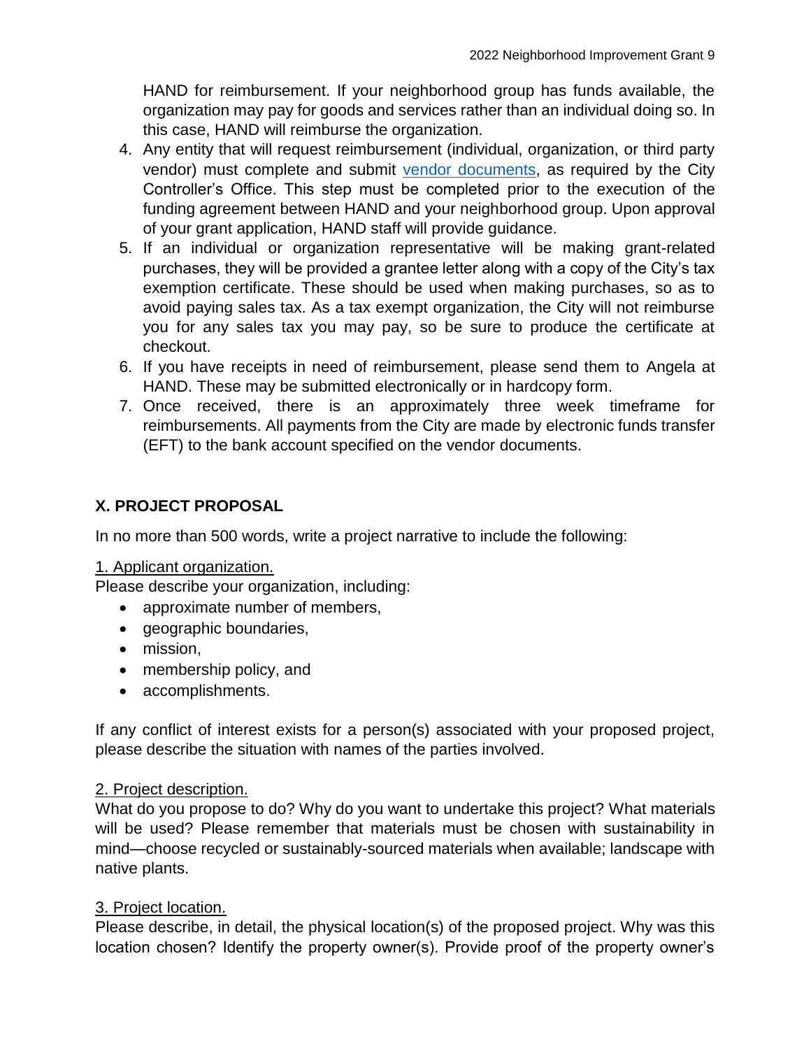HAND for reimbursement. If your neighborhood group has funds available, the organization may pay for goods and services rather than an individual doing so. In this case, HAND will reimburse the organization.

4. Any entity that will request reimbursement (individual, organization, or third party vendor) must complete and submit vendor documents, as required by the City Controller's Office. This step must be completed prior to the execution of the funding agreement between HAND and your neighborhood group. Upon approval of your grant application, HAND staff will provide guidance.
5. If an individual or organization representative will be making grant-related purchases, they will be provided a grantee letter along with a copy of the City's tax exemption certificate. These should be used when making purchases, so as to avoid paying sales tax. As a tax exempt organization, the City will not reimburse you for any sales tax you may pay, so be sure to produce the certificate at checkout.
6. If you have receipts in need of reimbursement, please send them to Angela at HAND. These may be submitted electronically or in hardcopy form.
7. Once received, there is an approximately three week timeframe for reimbursements. All payments from the City are made by electronic funds transfer (EFT) to the bank account specified on the vendor documents.

## X. PROJECT PROPOSAL

In no more than 500 words, write a project narrative to include the following:

1. Applicant organization.

Please describe your organization, including:

- approximate number of members,
- geographic boundaries,
- mission,
- membership policy, and
- accomplishments.

If any conflict of interest exists for a person(s) associated with your proposed project, please describe the situation with names of the parties involved.

2. Project description.

What do you propose to do? Why do you want to undertake this project? What materials will be used? Please remember that materials must be chosen with sustainability in mind—choose recycled or sustainably-sourced materials when available; landscape with native plants.

3. Project location.

Please describe, in detail, the physical location(s) of the proposed project. Why was this location chosen? Identify the property owner(s). Provide proof of the property owner's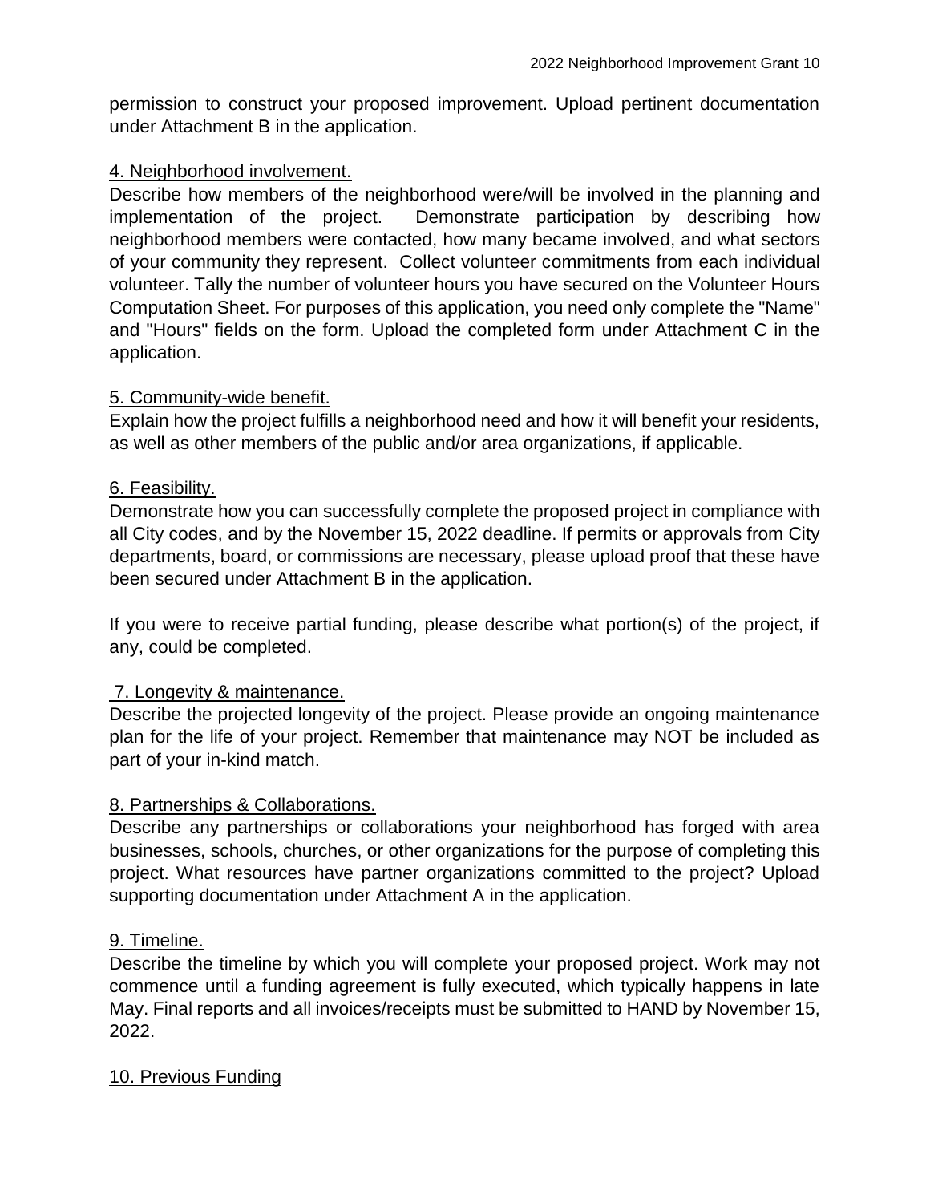permission to construct your proposed improvement. Upload pertinent documentation under Attachment B in the application.

<u>4. Neighborhood involvement.</u>

Describe how members of the neighborhood were/will be involved in the planning and implementation of the project. Demonstrate participation by describing how neighborhood members were contacted, how many became involved, and what sectors of your community they represent. Collect volunteer commitments from each individual volunteer. Tally the number of volunteer hours you have secured on the Volunteer Hours Computation Sheet. For purposes of this application, you need only complete the "Name" and "Hours" fields on the form. Upload the completed form under Attachment C in the application.

<u>5. Community-wide benefit.</u>

Explain how the project fulfills a neighborhood need and how it will benefit your residents, as well as other members of the public and/or area organizations, if applicable.

<u>6. Feasibility.</u>

Demonstrate how you can successfully complete the proposed project in compliance with all City codes, and by the November 15, 2022 deadline. If permits or approvals from City departments, board, or commissions are necessary, please upload proof that these have been secured under Attachment B in the application.

If you were to receive partial funding, please describe what portion(s) of the project, if any, could be completed.

<u>7. Longevity & maintenance.</u>

Describe the projected longevity of the project. Please provide an ongoing maintenance plan for the life of your project. Remember that maintenance may NOT be included as part of your in-kind match.

<u>8. Partnerships & Collaborations.</u>

Describe any partnerships or collaborations your neighborhood has forged with area businesses, schools, churches, or other organizations for the purpose of completing this project. What resources have partner organizations committed to the project? Upload supporting documentation under Attachment A in the application.

<u>9. Timeline.</u>

Describe the timeline by which you will complete your proposed project. Work may not commence until a funding agreement is fully executed, which typically happens in late May. Final reports and all invoices/receipts must be submitted to HAND by November 15, 2022.

<u>10. Previous Funding</u>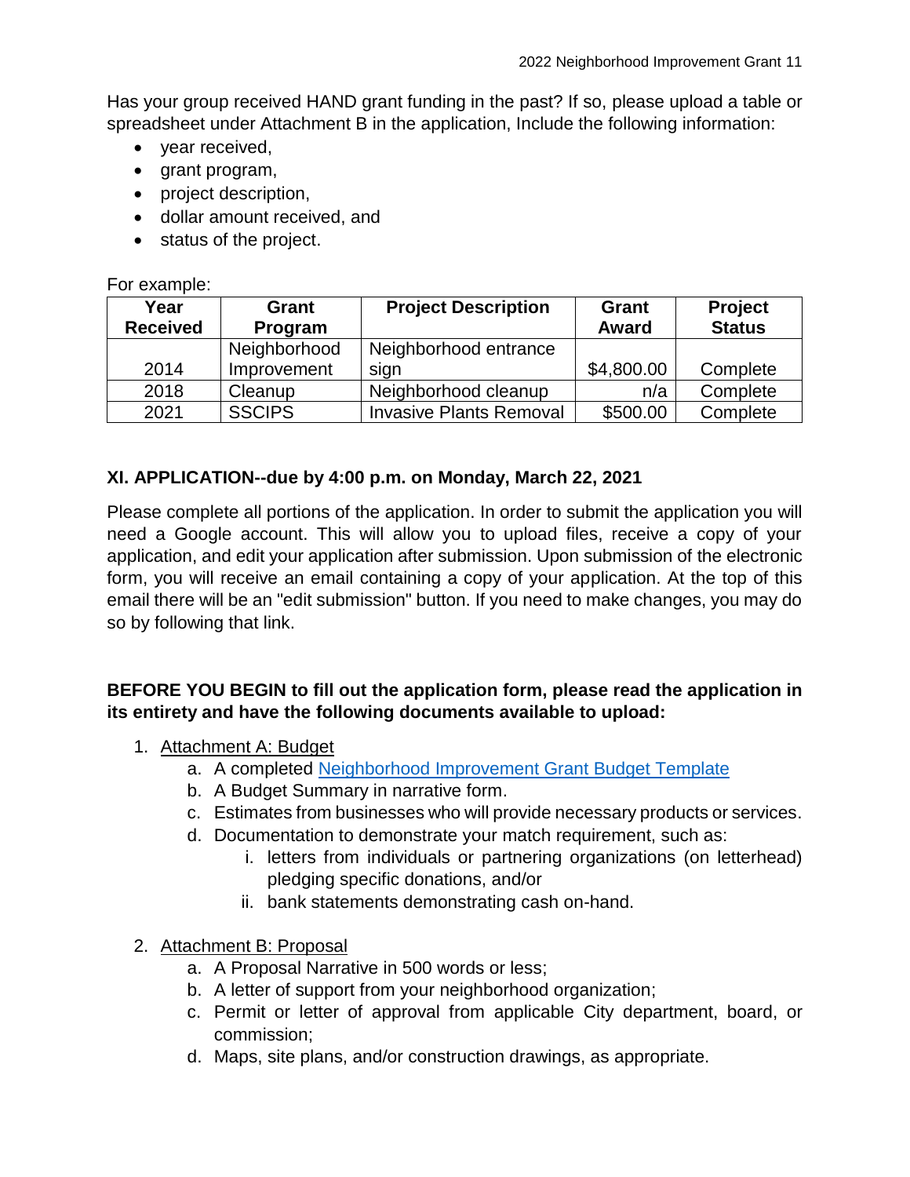Has your group received HAND grant funding in the past? If so, please upload a table or spreadsheet under Attachment B in the application, Include the following information:

- year received,
- grant program,
- project description,
- dollar amount received, and
- status of the project.

For example:

| Year Received | Grant Program | Project Description | Grant Award | Project Status |
|---|---|---|---|---|
| 2014 | Neighborhood Improvement | Neighborhood entrance sign | $4,800.00 | Complete |
| 2018 | Cleanup | Neighborhood cleanup | n/a | Complete |
| 2021 | SSCIPS | Invasive Plants Removal | $500.00 | Complete |

## XI. APPLICATION--due by 4:00 p.m. on Monday, March 22, 2021

Please complete all portions of the application. In order to submit the application you will need a Google account. This will allow you to upload files, receive a copy of your application, and edit your application after submission. Upon submission of the electronic form, you will receive an email containing a copy of your application. At the top of this email there will be an "edit submission" button. If you need to make changes, you may do so by following that link.

**BEFORE YOU BEGIN to fill out the application form, please read the application in its entirety and have the following documents available to upload:**

1. Attachment A: Budget
   a. A completed Neighborhood Improvement Grant Budget Template
   b. A Budget Summary in narrative form.
   c. Estimates from businesses who will provide necessary products or services.
   d. Documentation to demonstrate your match requirement, such as:
      i. letters from individuals or partnering organizations (on letterhead) pledging specific donations, and/or
      ii. bank statements demonstrating cash on-hand.
2. Attachment B: Proposal
   a. A Proposal Narrative in 500 words or less;
   b. A letter of support from your neighborhood organization;
   c. Permit or letter of approval from applicable City department, board, or commission;
   d. Maps, site plans, and/or construction drawings, as appropriate.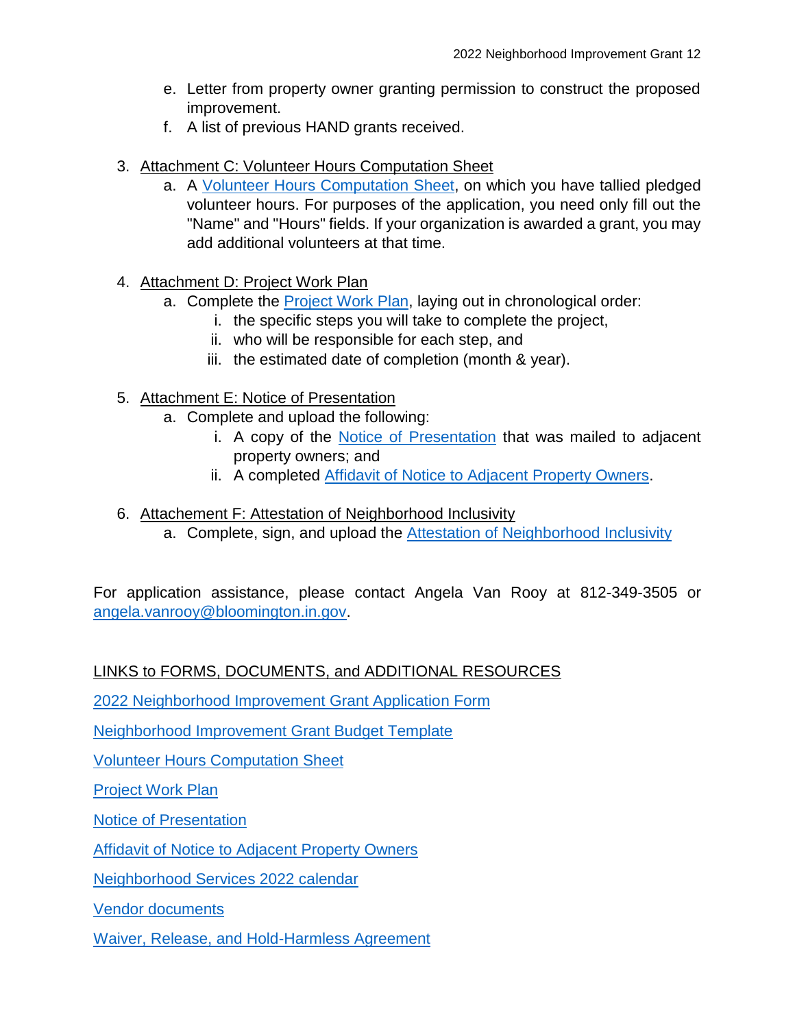e. Letter from property owner granting permission to construct the proposed improvement.
   f. A list of previous HAND grants received.

3. Attachment C: Volunteer Hours Computation Sheet
   a. A Volunteer Hours Computation Sheet, on which you have tallied pledged volunteer hours. For purposes of the application, you need only fill out the "Name" and "Hours" fields. If your organization is awarded a grant, you may add additional volunteers at that time.

4. Attachment D: Project Work Plan
   a. Complete the Project Work Plan, laying out in chronological order:
      i. the specific steps you will take to complete the project,
      ii. who will be responsible for each step, and
      iii. the estimated date of completion (month & year).

5. Attachment E: Notice of Presentation
   a. Complete and upload the following:
      i. A copy of the Notice of Presentation that was mailed to adjacent property owners; and
      ii. A completed Affidavit of Notice to Adjacent Property Owners.

6. Attachement F: Attestation of Neighborhood Inclusivity
   a. Complete, sign, and upload the Attestation of Neighborhood Inclusivity

For application assistance, please contact Angela Van Rooy at 812-349-3505 or angela.vanrooy@bloomington.in.gov.

LINKS to FORMS, DOCUMENTS, and ADDITIONAL RESOURCES

2022 Neighborhood Improvement Grant Application Form

Neighborhood Improvement Grant Budget Template

Volunteer Hours Computation Sheet

Project Work Plan

Notice of Presentation

Affidavit of Notice to Adjacent Property Owners

Neighborhood Services 2022 calendar

Vendor documents

Waiver, Release, and Hold-Harmless Agreement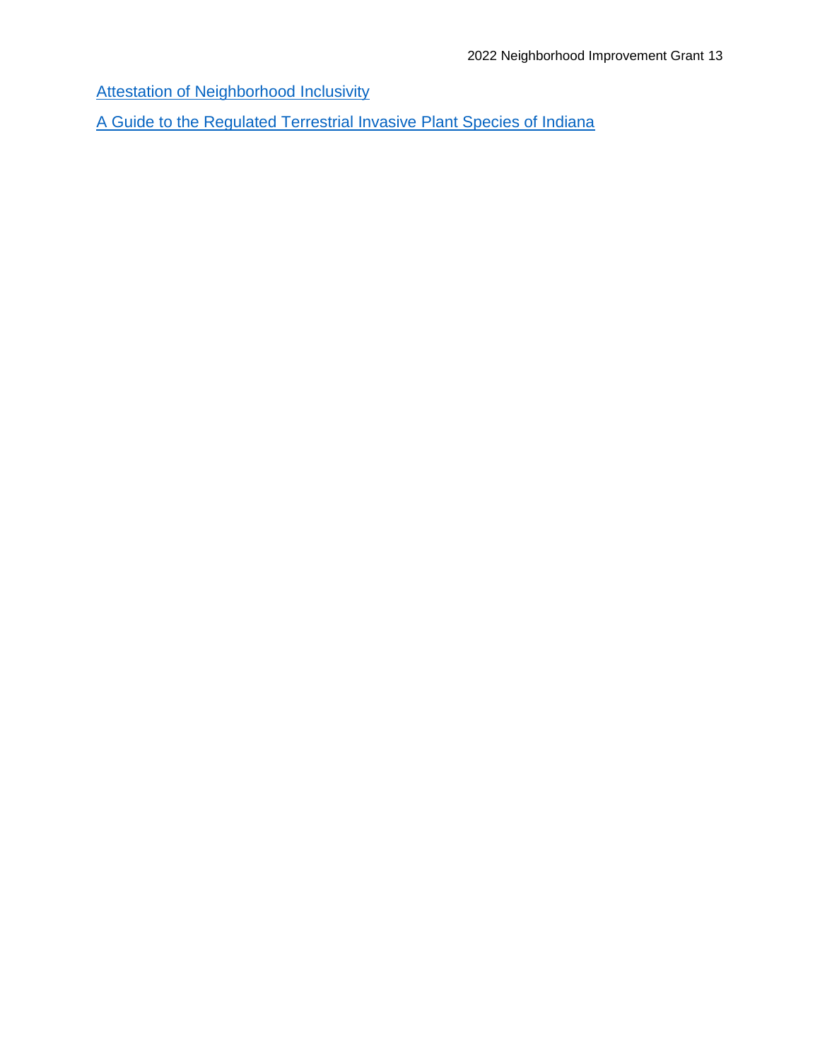[Attestation of Neighborhood Inclusivity]

[A Guide to the Regulated Terrestrial Invasive Plant Species of Indiana]